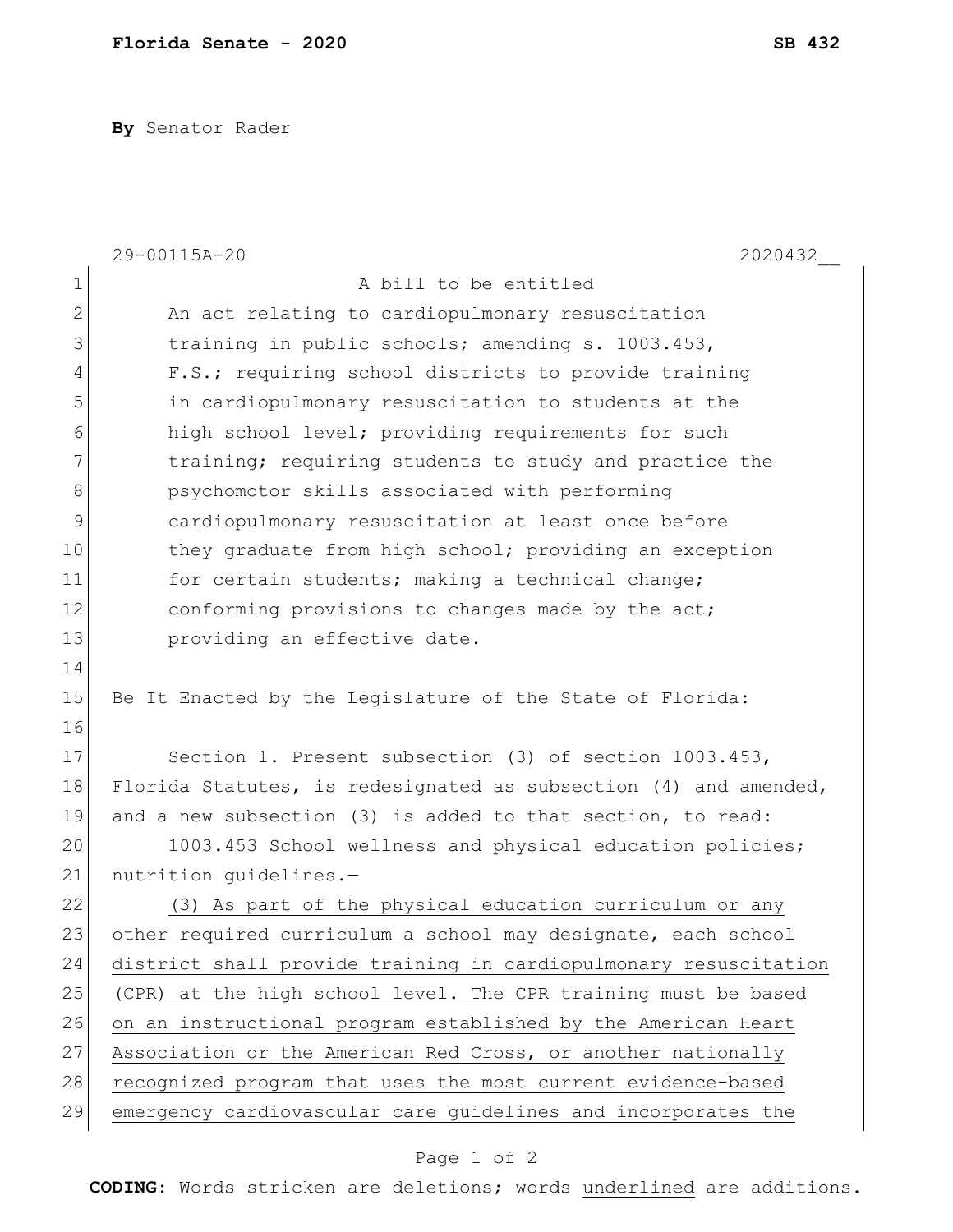**By** Senator Rader

29-00115A-20 2020432__

A bill to be entitled

An act relating to cardiopulmonary resuscitation training in public schools; amending s. 1003.453, F.S.; requiring school districts to provide training in cardiopulmonary resuscitation to students at the high school level; providing requirements for such training; requiring students to study and practice the psychomotor skills associated with performing cardiopulmonary resuscitation at least once before they graduate from high school; providing an exception for certain students; making a technical change; conforming provisions to changes made by the act; providing an effective date.

Be It Enacted by the Legislature of the State of Florida:

Section 1. Present subsection (3) of section 1003.453, Florida Statutes, is redesignated as subsection (4) and amended, and a new subsection (3) is added to that section, to read:

1003.453 School wellness and physical education policies; nutrition guidelines.—

<u>(3) As part of the physical education curriculum or any other required curriculum a school may designate, each school district shall provide training in cardiopulmonary resuscitation (CPR) at the high school level. The CPR training must be based on an instructional program established by the American Heart Association or the American Red Cross, or another nationally recognized program that uses the most current evidence-based emergency cardiovascular care guidelines and incorporates the</u>

**CODING:** Words ~~stricken~~ are deletions; words <u>underlined</u> are additions.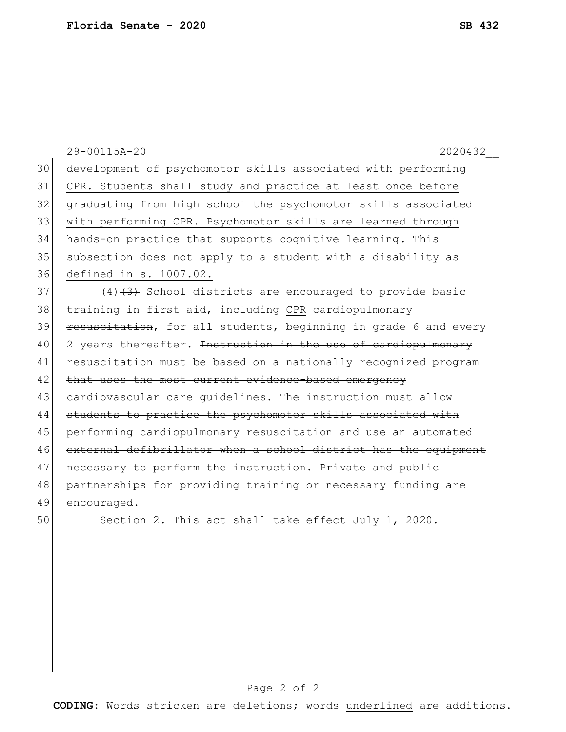29-00115A-20 2020432__

30 development of psychomotor skills associated with performing
31 CPR. Students shall study and practice at least once before
32 graduating from high school the psychomotor skills associated
33 with performing CPR. Psychomotor skills are learned through
34 hands-on practice that supports cognitive learning. This
35 subsection does not apply to a student with a disability as
36 defined in s. 1007.02.

37 (4) ~~(3)~~ School districts are encouraged to provide basic
38 training in first aid, including CPR ~~cardiopulmonary~~
39 ~~resuscitation~~, for all students, beginning in grade 6 and every
40 2 years thereafter. ~~Instruction in the use of cardiopulmonary~~
41 ~~resuscitation must be based on a nationally recognized program~~
42 ~~that uses the most current evidence-based emergency~~
43 ~~cardiovascular care guidelines. The instruction must allow~~
44 ~~students to practice the psychomotor skills associated with~~
45 ~~performing cardiopulmonary resuscitation and use an automated~~
46 ~~external defibrillator when a school district has the equipment~~
47 ~~necessary to perform the instruction.~~ Private and public
48 partnerships for providing training or necessary funding are
49 encouraged.

50 Section 2. This act shall take effect July 1, 2020.

**CODING:** Words ~~stricken~~ are deletions; words underlined are additions.